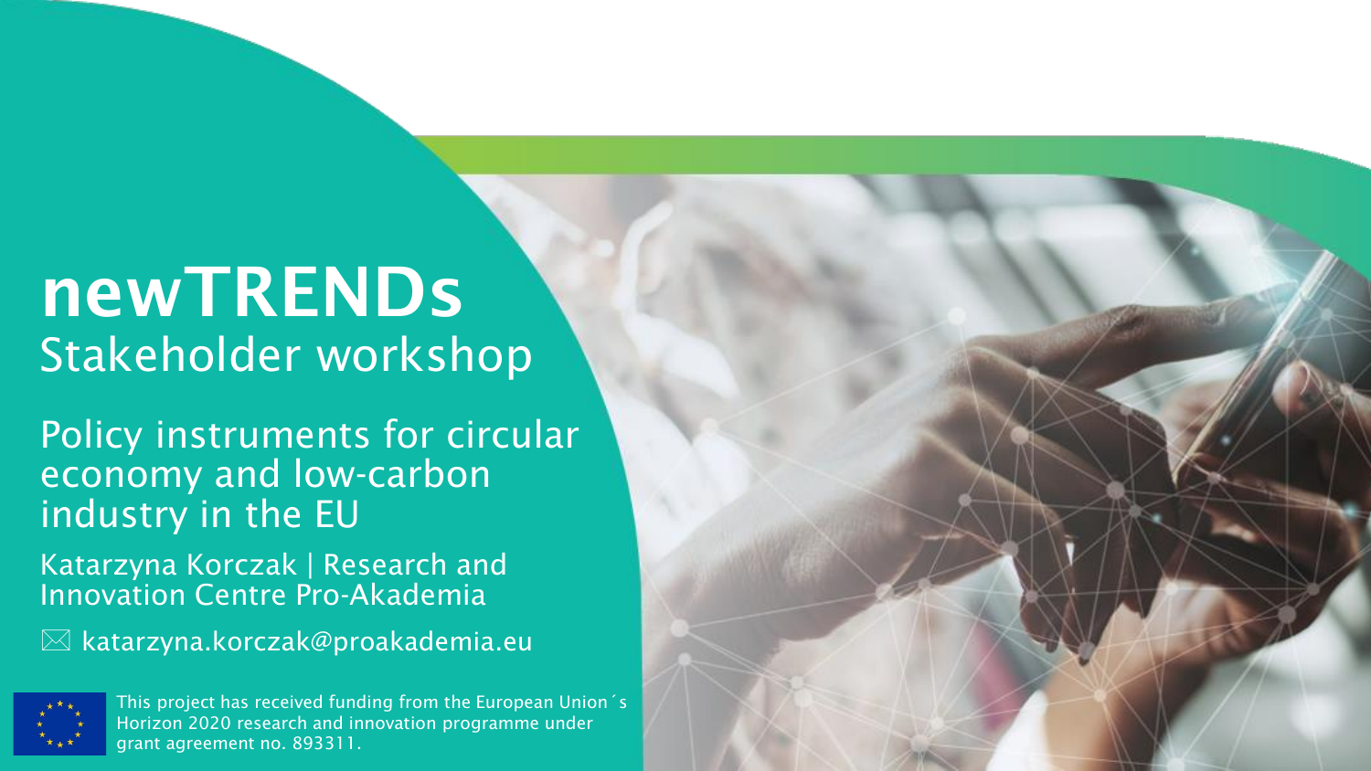# newTRENDs

## Stakeholder workshop

Policy instruments for circular economy and low-carbon industry in the EU

Katarzyna Korczak | Research and Innovation Centre Pro-Akademia

✉ katarzyna.korczak@proakademia.eu

This project has received funding from the European Union´s Horizon 2020 research and innovation programme under grant agreement no. 893311.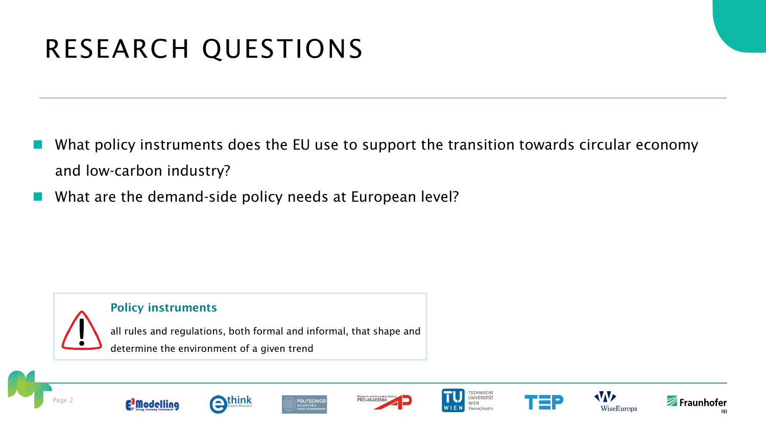# RESEARCH QUESTIONS

- What policy instruments does the EU use to support the transition towards circular economy and low-carbon industry?
- What are the demand-side policy needs at European level?

**Policy instruments**

all rules and regulations, both formal and informal, that shape and determine the environment of a given trend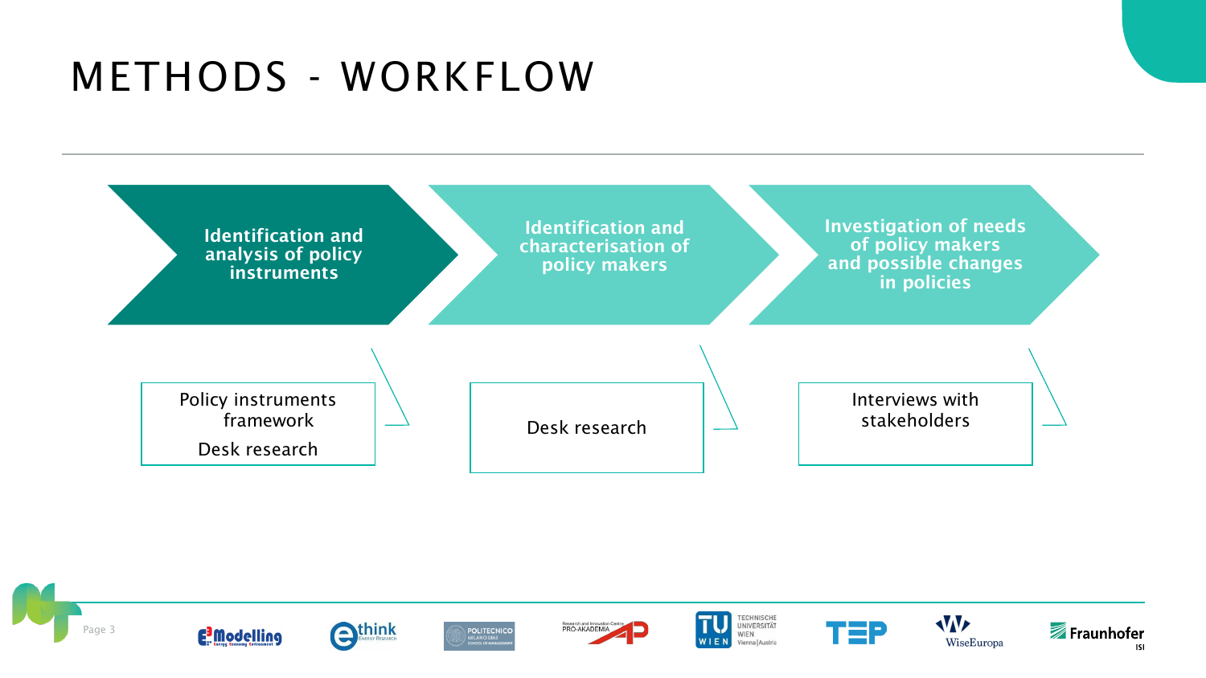# METHODS - WORKFLOW

1. **Identification and analysis of policy instruments**
   - Policy instruments framework
   - Desk research
2. **Identification and characterisation of policy makers**
   - Desk research
3. **Investigation of needs of policy makers and possible changes in policies**
   - Interviews with stakeholders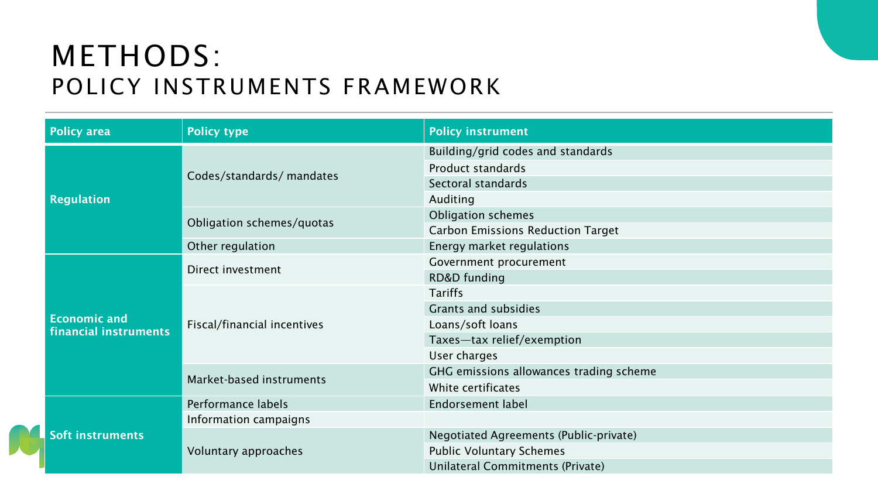# METHODS:
## POLICY INSTRUMENTS FRAMEWORK

| Policy area | Policy type | Policy instrument |
|---|---|---|
| **Regulation** | Codes/standards/ mandates | Building/grid codes and standards |
| | | Product standards |
| | | Sectoral standards |
| | | Auditing |
| | Obligation schemes/quotas | Obligation schemes |
| | | Carbon Emissions Reduction Target |
| | Other regulation | Energy market regulations |
| **Economic and financial instruments** | Direct investment | Government procurement |
| | | RD&D funding |
| | Fiscal/financial incentives | Tariffs |
| | | Grants and subsidies |
| | | Loans/soft loans |
| | | Taxes—tax relief/exemption |
| | | User charges |
| | Market-based instruments | GHG emissions allowances trading scheme |
| | | White certificates |
| **Soft instruments** | Performance labels | Endorsement label |
| | Information campaigns | |
| | Voluntary approaches | Negotiated Agreements (Public-private) |
| | | Public Voluntary Schemes |
| | | Unilateral Commitments (Private) |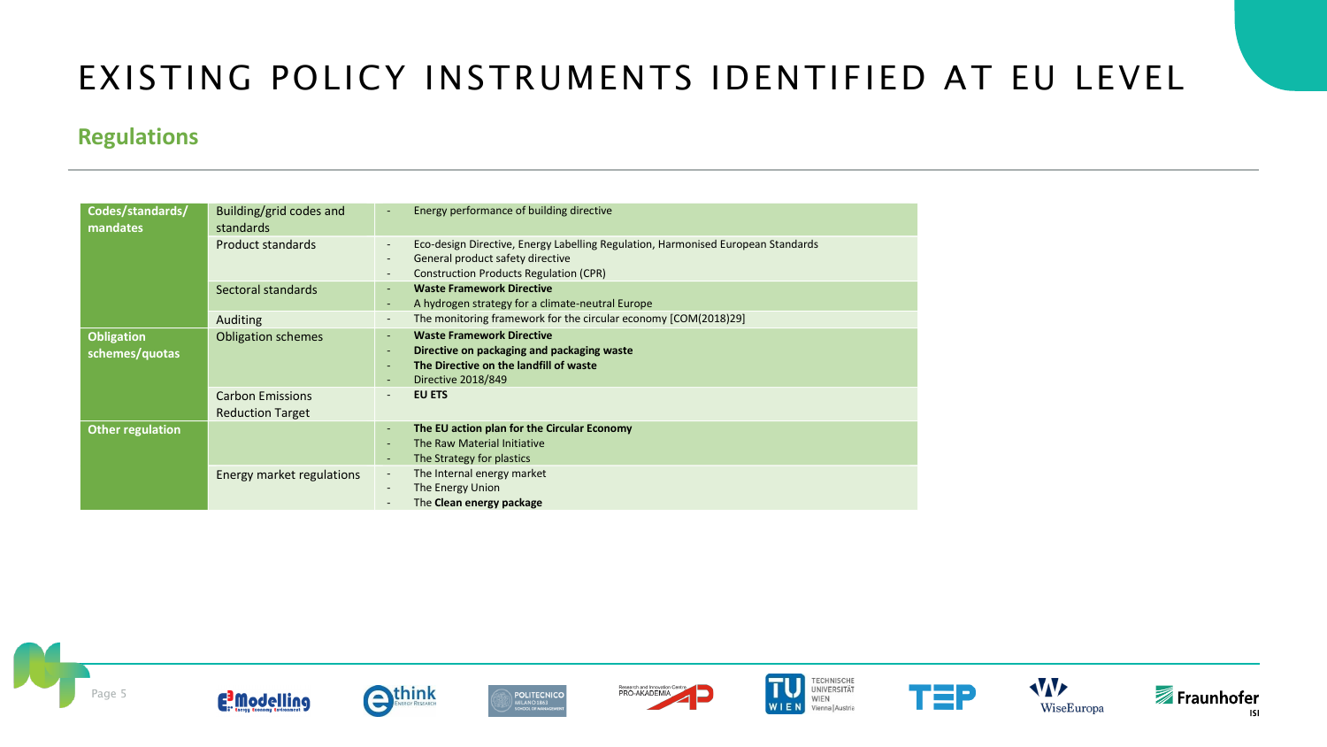# EXISTING POLICY INSTRUMENTS IDENTIFIED AT EU LEVEL

## Regulations

| | | |
|---|---|---|
| **Codes/standards/ mandates** | Building/grid codes and standards | - Energy performance of building directive |
| | Product standards | - Eco-design Directive, Energy Labelling Regulation, Harmonised European Standards<br>- General product safety directive<br>- Construction Products Regulation (CPR) |
| | Sectoral standards | - **Waste Framework Directive**<br>- A hydrogen strategy for a climate-neutral Europe |
| | Auditing | - The monitoring framework for the circular economy [COM(2018)29] |
| **Obligation schemes/quotas** | Obligation schemes | - **Waste Framework Directive**<br>- **Directive on packaging and packaging waste**<br>- **The Directive on the landfill of waste**<br>- Directive 2018/849 |
| | Carbon Emissions Reduction Target | - **EU ETS** |
| **Other regulation** | | - **The EU action plan for the Circular Economy**<br>- The Raw Material Initiative<br>- The Strategy for plastics |
| | Energy market regulations | - The Internal energy market<br>- The Energy Union<br>- The **Clean energy package** |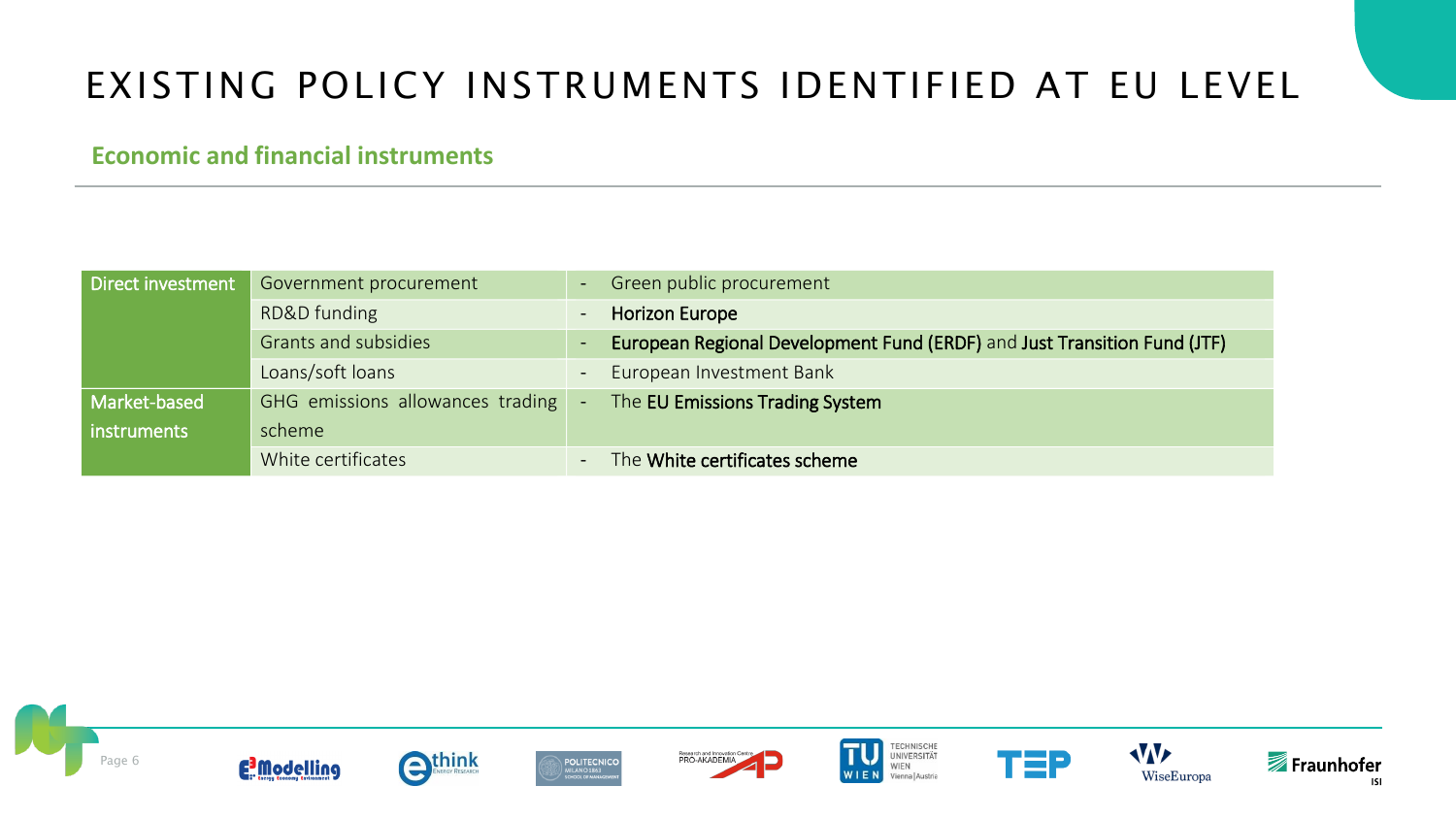# EXISTING POLICY INSTRUMENTS IDENTIFIED AT EU LEVEL

## Economic and financial instruments

| | | |
|---|---|---|
| Direct investment | Government procurement | - Green public procurement |
| | RD&D funding | - **Horizon Europe** |
| | Grants and subsidies | - **European Regional Development Fund (ERDF)** and **Just Transition Fund (JTF)** |
| | Loans/soft loans | - European Investment Bank |
| Market-based instruments | GHG emissions allowances trading scheme | - The **EU Emissions Trading System** |
| | White certificates | - The **White certificates scheme** |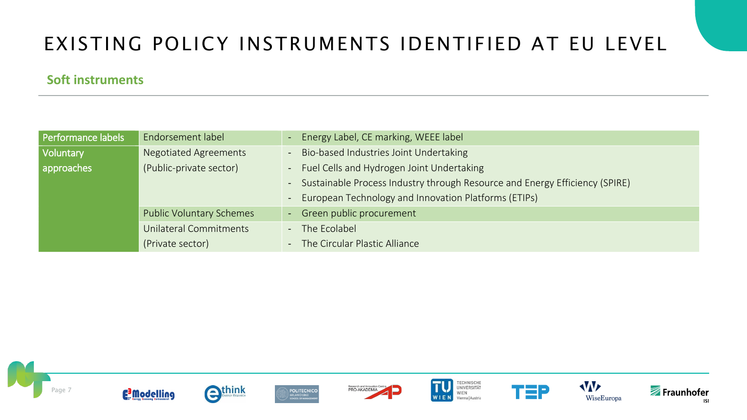# EXISTING POLICY INSTRUMENTS IDENTIFIED AT EU LEVEL

## Soft instruments

| | | |
|---|---|---|
| Performance labels | Endorsement label | - Energy Label, CE marking, WEEE label |
| Voluntary approaches | Negotiated Agreements (Public-private sector) | - Bio-based Industries Joint Undertaking<br>- Fuel Cells and Hydrogen Joint Undertaking<br>- Sustainable Process Industry through Resource and Energy Efficiency (SPIRE)<br>- European Technology and Innovation Platforms (ETIPs) |
| | Public Voluntary Schemes | - Green public procurement |
| | Unilateral Commitments (Private sector) | - The Ecolabel<br>- The Circular Plastic Alliance |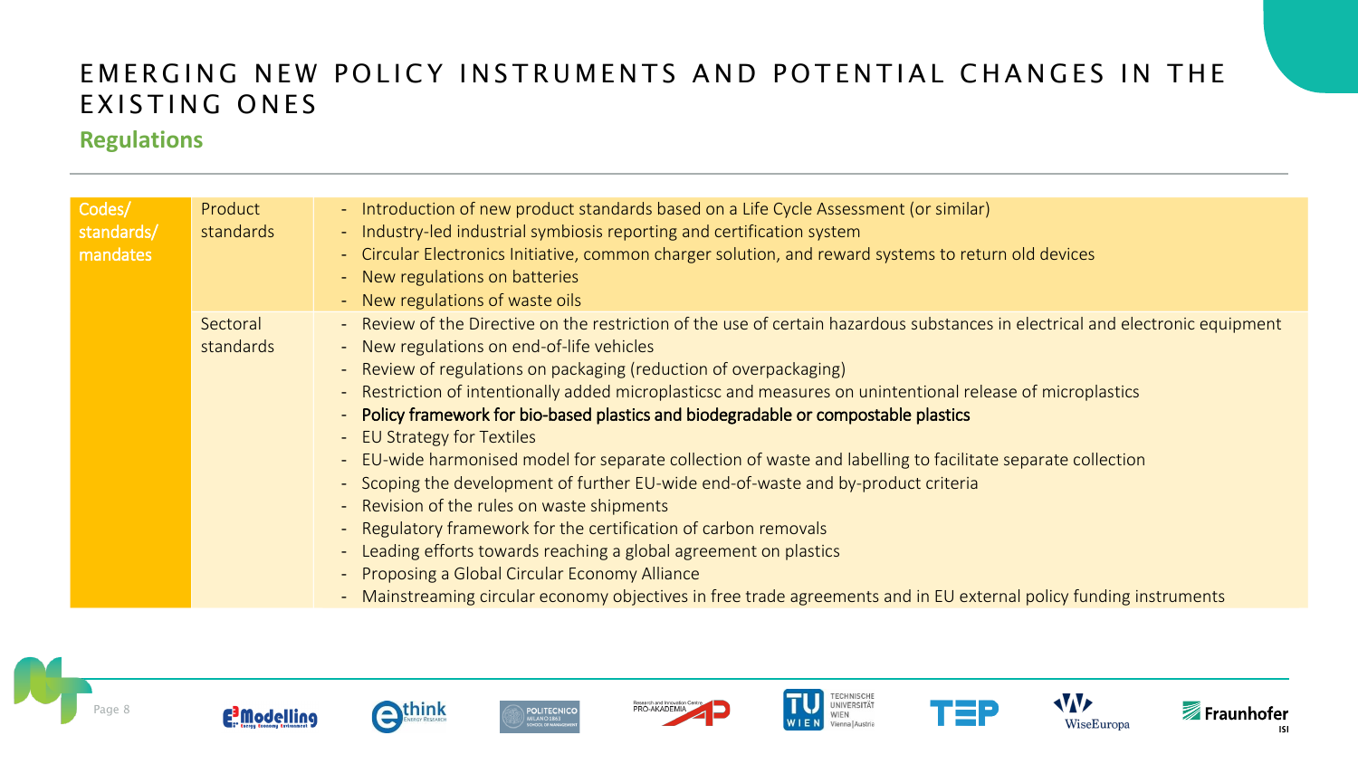# EMERGING NEW POLICY INSTRUMENTS AND POTENTIAL CHANGES IN THE EXISTING ONES

## Regulations

| | | |
|---|---|---|
| Codes/ standards/ mandates | Product standards | - Introduction of new product standards based on a Life Cycle Assessment (or similar)<br>- Industry-led industrial symbiosis reporting and certification system<br>- Circular Electronics Initiative, common charger solution, and reward systems to return old devices<br>- New regulations on batteries<br>- New regulations of waste oils |
| | Sectoral standards | - Review of the Directive on the restriction of the use of certain hazardous substances in electrical and electronic equipment<br>- New regulations on end-of-life vehicles<br>- Review of regulations on packaging (reduction of overpackaging)<br>- Restriction of intentionally added microplasticsc and measures on unintentional release of microplastics<br>- Policy framework for bio-based plastics and biodegradable or compostable plastics<br>- EU Strategy for Textiles<br>- EU-wide harmonised model for separate collection of waste and labelling to facilitate separate collection<br>- Scoping the development of further EU-wide end-of-waste and by-product criteria<br>- Revision of the rules on waste shipments<br>- Regulatory framework for the certification of carbon removals<br>- Leading efforts towards reaching a global agreement on plastics<br>- Proposing a Global Circular Economy Alliance<br>- Mainstreaming circular economy objectives in free trade agreements and in EU external policy funding instruments |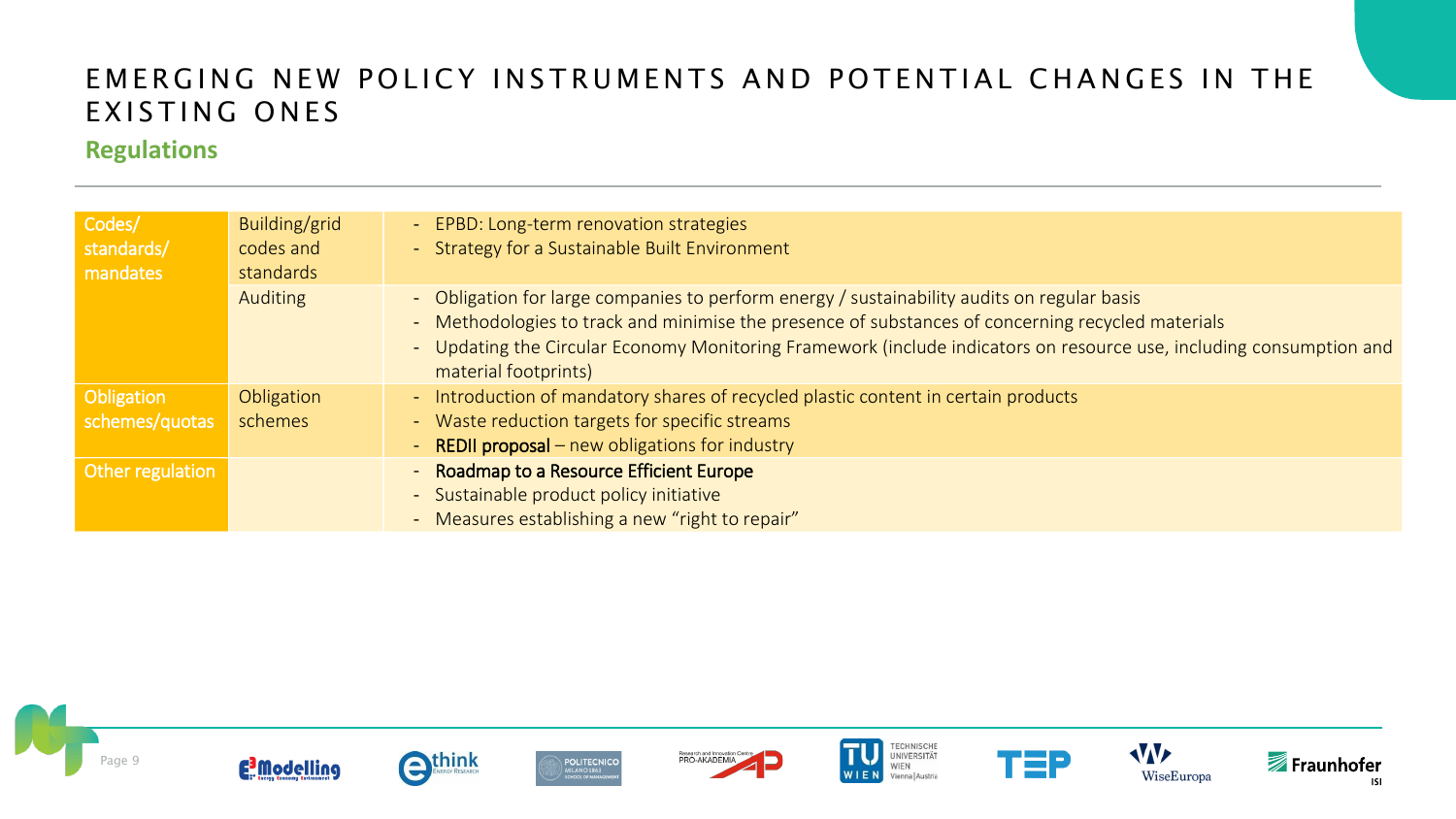# EMERGING NEW POLICY INSTRUMENTS AND POTENTIAL CHANGES IN THE EXISTING ONES

## Regulations

| | | |
|---|---|---|
| Codes/ standards/ mandates | Building/grid codes and standards | - EPBD: Long-term renovation strategies<br>- Strategy for a Sustainable Built Environment |
| | Auditing | - Obligation for large companies to perform energy / sustainability audits on regular basis<br>- Methodologies to track and minimise the presence of substances of concerning recycled materials<br>- Updating the Circular Economy Monitoring Framework (include indicators on resource use, including consumption and material footprints) |
| Obligation schemes/quotas | Obligation schemes | - Introduction of mandatory shares of recycled plastic content in certain products<br>- Waste reduction targets for specific streams<br>- REDII proposal – new obligations for industry |
| Other regulation | | - Roadmap to a Resource Efficient Europe<br>- Sustainable product policy initiative<br>- Measures establishing a new "right to repair" |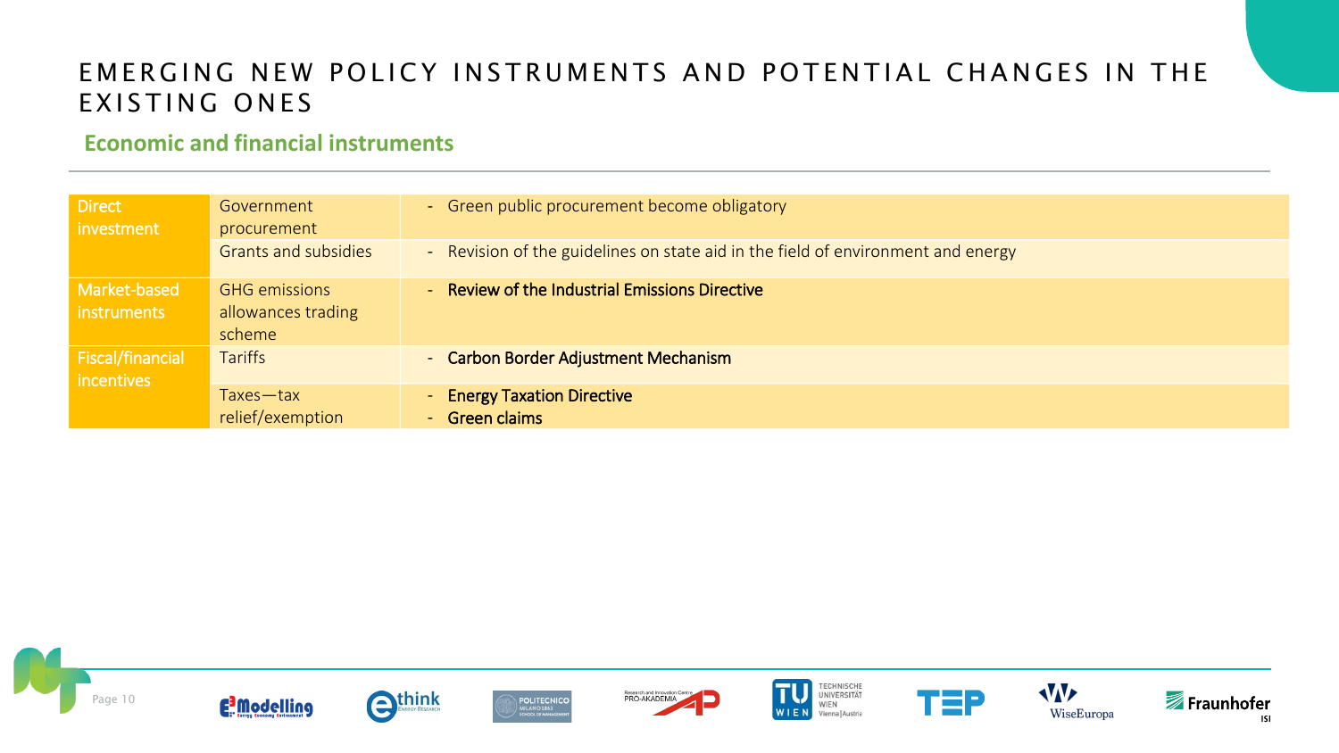# EMERGING NEW POLICY INSTRUMENTS AND POTENTIAL CHANGES IN THE EXISTING ONES

## Economic and financial instruments

| | | |
|---|---|---|
| Direct investment | Government procurement | - Green public procurement become obligatory |
| | Grants and subsidies | - Revision of the guidelines on state aid in the field of environment and energy |
| Market-based instruments | GHG emissions allowances trading scheme | - Review of the Industrial Emissions Directive |
| Fiscal/financial incentives | Tariffs | - Carbon Border Adjustment Mechanism |
| | Taxes—tax relief/exemption | - Energy Taxation Directive<br>- Green claims |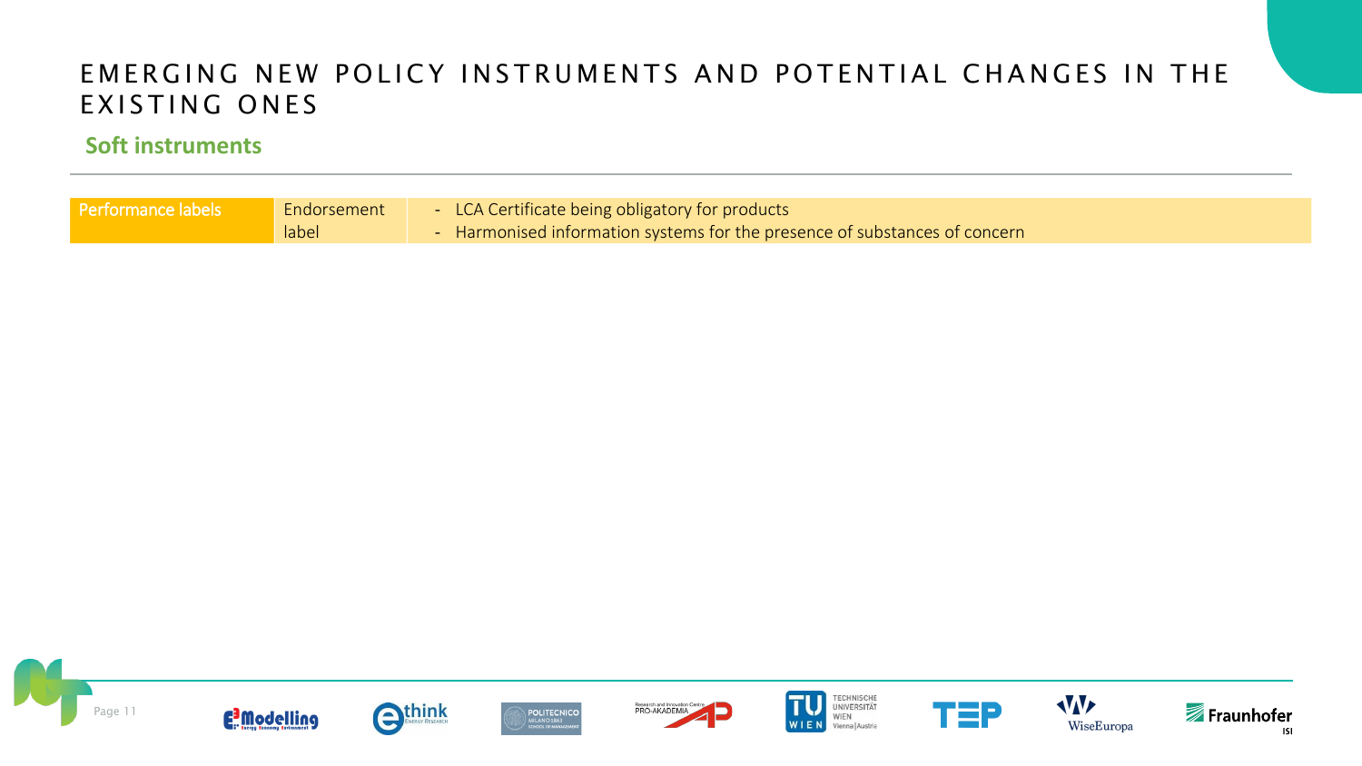# EMERGING NEW POLICY INSTRUMENTS AND POTENTIAL CHANGES IN THE EXISTING ONES

## Soft instruments

| | | |
|---|---|---|
| Performance labels | Endorsement label | - LCA Certificate being obligatory for products<br>- Harmonised information systems for the presence of substances of concern |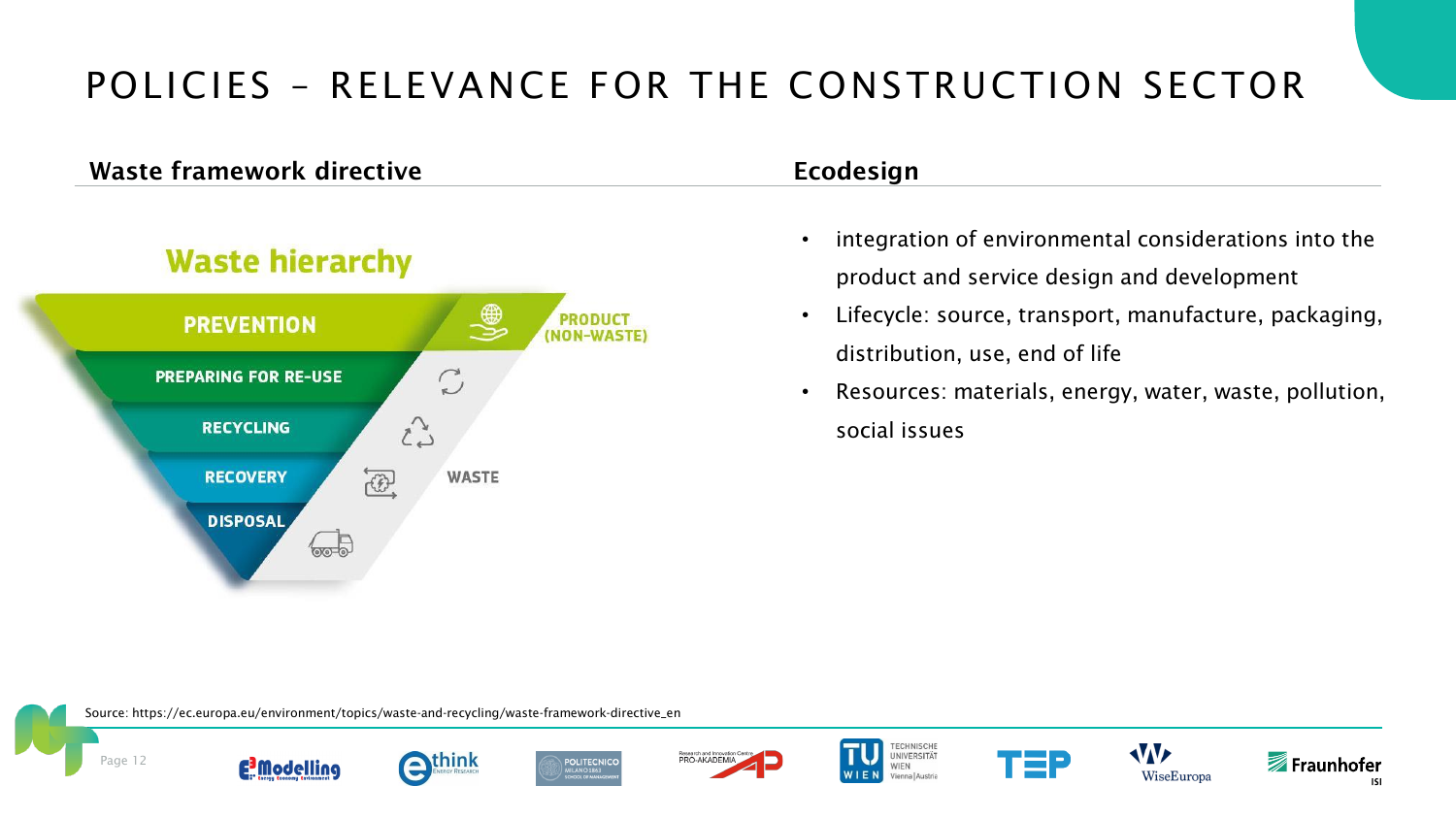# POLICIES – RELEVANCE FOR THE CONSTRUCTION SECTOR

## Waste framework directive

### Waste hierarchy

- PREVENTION — PRODUCT (NON-WASTE)
- PREPARING FOR RE-USE
- RECYCLING
- RECOVERY
- DISPOSAL

WASTE

## Ecodesign

- integration of environmental considerations into the product and service design and development
- Lifecycle: source, transport, manufacture, packaging, distribution, use, end of life
- Resources: materials, energy, water, waste, pollution, social issues

Source: https://ec.europa.eu/environment/topics/waste-and-recycling/waste-framework-directive_en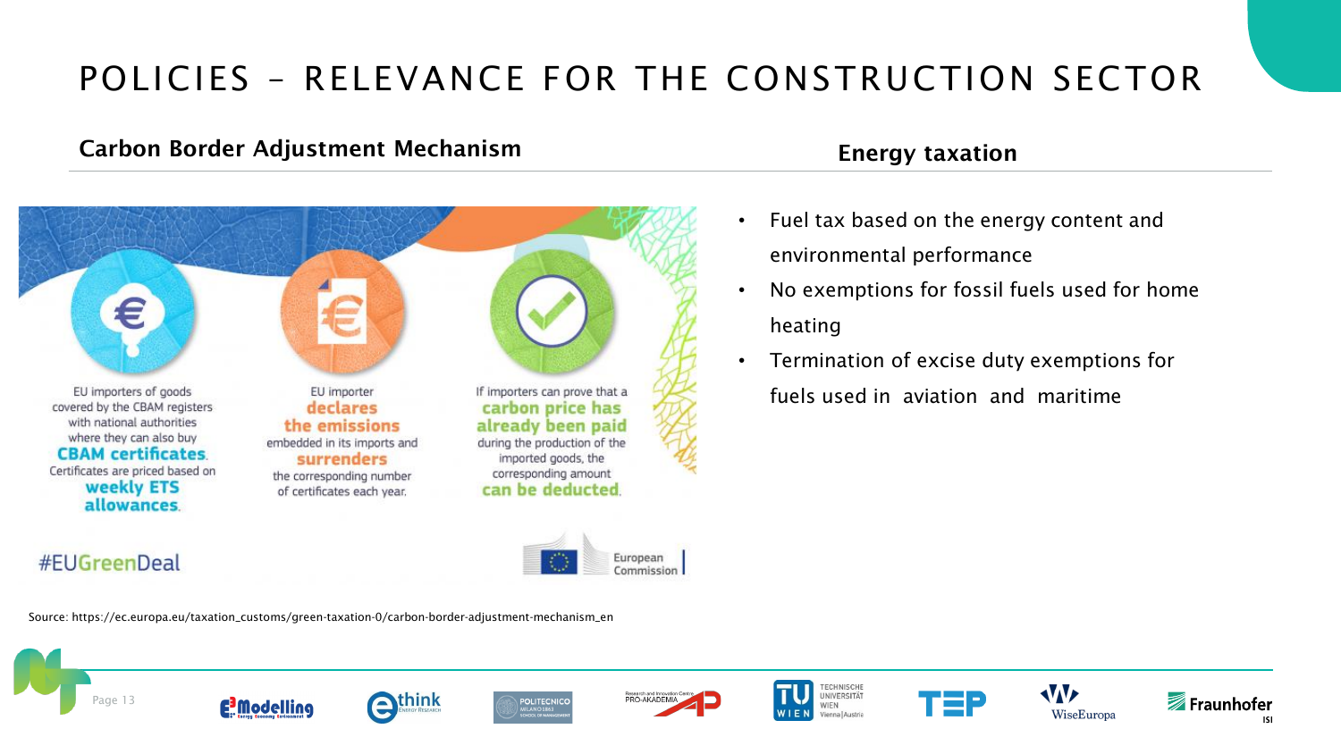# POLICIES – RELEVANCE FOR THE CONSTRUCTION SECTOR

## Carbon Border Adjustment Mechanism

EU importers of goods covered by the CBAM registers with national authorities where they can also buy **CBAM certificates**. Certificates are priced based on **weekly ETS allowances**.

EU importer **declares the emissions** embedded in its imports and **surrenders** the corresponding number of certificates each year.

If importers can prove that a **carbon price has already been paid** during the production of the imported goods, the corresponding amount **can be deducted**.

#EUGreenDeal

European Commission

Source: https://ec.europa.eu/taxation_customs/green-taxation-0/carbon-border-adjustment-mechanism_en

## Energy taxation

- Fuel tax based on the energy content and environmental performance
- No exemptions for fossil fuels used for home heating
- Termination of excise duty exemptions for fuels used in aviation and maritime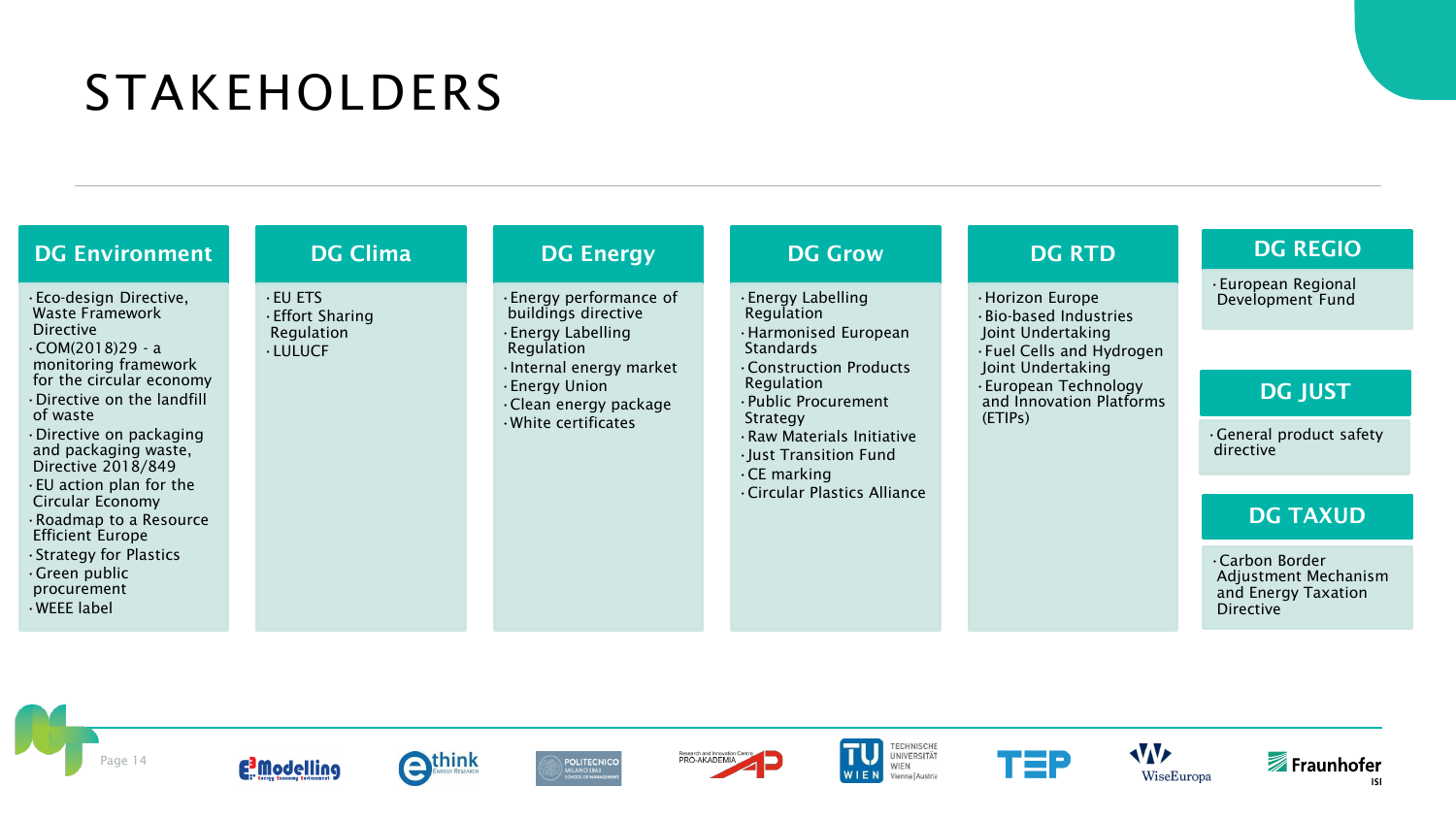# STAKEHOLDERS

## DG Environment

- Eco-design Directive, Waste Framework Directive
- COM(2018)29 - a monitoring framework for the circular economy
- Directive on the landfill of waste
- Directive on packaging and packaging waste, Directive 2018/849
- EU action plan for the Circular Economy
- Roadmap to a Resource Efficient Europe
- Strategy for Plastics
- Green public procurement
- WEEE label

## DG Clima

- EU ETS
- Effort Sharing Regulation
- LULUCF

## DG Energy

- Energy performance of buildings directive
- Energy Labelling Regulation
- Internal energy market
- Energy Union
- Clean energy package
- White certificates

## DG Grow

- Energy Labelling Regulation
- Harmonised European Standards
- Construction Products Regulation
- Public Procurement Strategy
- Raw Materials Initiative
- Just Transition Fund
- CE marking
- Circular Plastics Alliance

## DG RTD

- Horizon Europe
- Bio-based Industries Joint Undertaking
- Fuel Cells and Hydrogen Joint Undertaking
- European Technology and Innovation Platforms (ETIPs)

## DG REGIO

- European Regional Development Fund

## DG JUST

- General product safety directive

## DG TAXUD

- Carbon Border Adjustment Mechanism and Energy Taxation Directive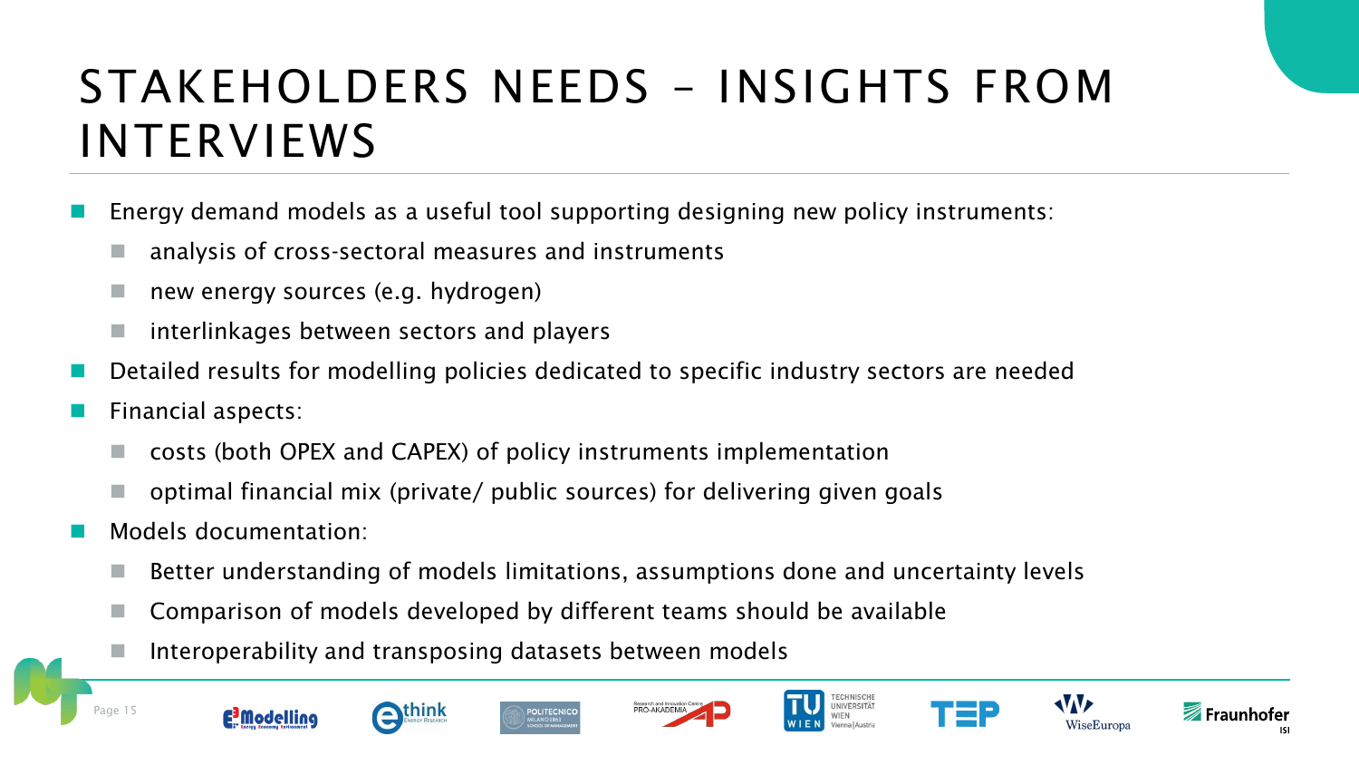# STAKEHOLDERS NEEDS – INSIGHTS FROM INTERVIEWS

- Energy demand models as a useful tool supporting designing new policy instruments:
  - analysis of cross-sectoral measures and instruments
  - new energy sources (e.g. hydrogen)
  - interlinkages between sectors and players
- Detailed results for modelling policies dedicated to specific industry sectors are needed
- Financial aspects:
  - costs (both OPEX and CAPEX) of policy instruments implementation
  - optimal financial mix (private/ public sources) for delivering given goals
- Models documentation:
  - Better understanding of models limitations, assumptions done and uncertainty levels
  - Comparison of models developed by different teams should be available
  - Interoperability and transposing datasets between models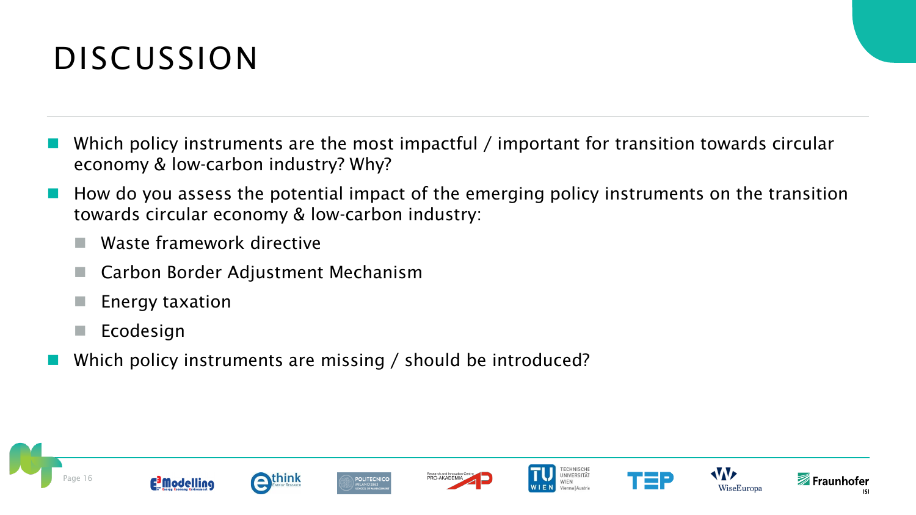# DISCUSSION

- Which policy instruments are the most impactful / important for transition towards circular economy & low-carbon industry? Why?
- How do you assess the potential impact of the emerging policy instruments on the transition towards circular economy & low-carbon industry:
  - Waste framework directive
  - Carbon Border Adjustment Mechanism
  - Energy taxation
  - Ecodesign
- Which policy instruments are missing / should be introduced?